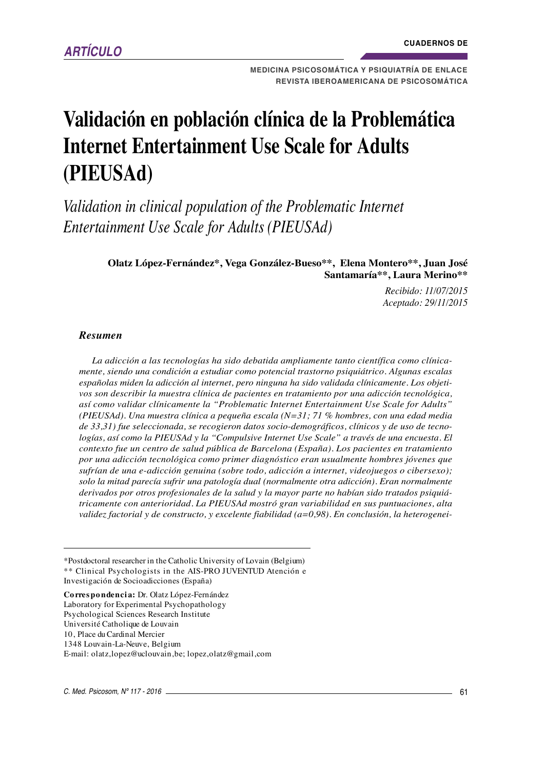ARTÍCULO

CUADERNOS DE MEDICINA PSICOSOMÁTICA Y PSIQUIATRÍA DE ENLACE
REVISTA IBEROAMERICANA DE PSICOSOMÁTICA

# Validación en población clínica de la Problemática Internet Entertainment Use Scale for Adults (PIEUSAd)

*Validation in clinical population of the Problematic Internet Entertainment Use Scale for Adults (PIEUSAd)*

**Olatz López-Fernández\*, Vega González-Bueso\*\*, Elena Montero\*\*, Juan José Santamaría\*\*, Laura Merino\*\***

*Recibido: 11/07/2015*
*Aceptado: 29/11/2015*

## Resumen

*La adicción a las tecnologías ha sido debatida ampliamente tanto científica como clínicamente, siendo una condición a estudiar como potencial trastorno psiquiátrico. Algunas escalas españolas miden la adicción al internet, pero ninguna ha sido validada clínicamente. Los objetivos son describir la muestra clínica de pacientes en tratamiento por una adicción tecnológica, así como validar clínicamente la "Problematic Internet Entertainment Use Scale for Adults" (PIEUSAd). Una muestra clínica a pequeña escala (N=31; 71 % hombres, con una edad media de 33,31) fue seleccionada, se recogieron datos socio-demográficos, clínicos y de uso de tecnologías, así como la PIEUSAd y la "Compulsive Internet Use Scale" a través de una encuesta. El contexto fue un centro de salud pública de Barcelona (España). Los pacientes en tratamiento por una adicción tecnológica como primer diagnóstico eran usualmente hombres jóvenes que sufrían de una e-adicción genuina (sobre todo, adicción a internet, videojuegos o cibersexo); solo la mitad parecía sufrir una patología dual (normalmente otra adicción). Eran normalmente derivados por otros profesionales de la salud y la mayor parte no habían sido tratados psiquiátricamente con anterioridad. La PIEUSAd mostró gran variabilidad en sus puntuaciones, alta validez factorial y de constructo, y excelente fiabilidad (α=0,98). En conclusión, la heterogenei-*

---

\*Postdoctoral researcher in the Catholic University of Lovain (Belgium)
\*\* Clinical Psychologists in the AIS-PRO JUVENTUD Atención e Investigación de Socioadicciones (España)

**Correspondencia:** Dr. Olatz López-Fernández
Laboratory for Experimental Psychopathology
Psychological Sciences Research Institute
Université Catholique de Louvain
10, Place du Cardinal Mercier
1348 Louvain-La-Neuve, Belgium
E-mail: olatz,lopez@uclouvain,be; lopez,olatz@gmail,com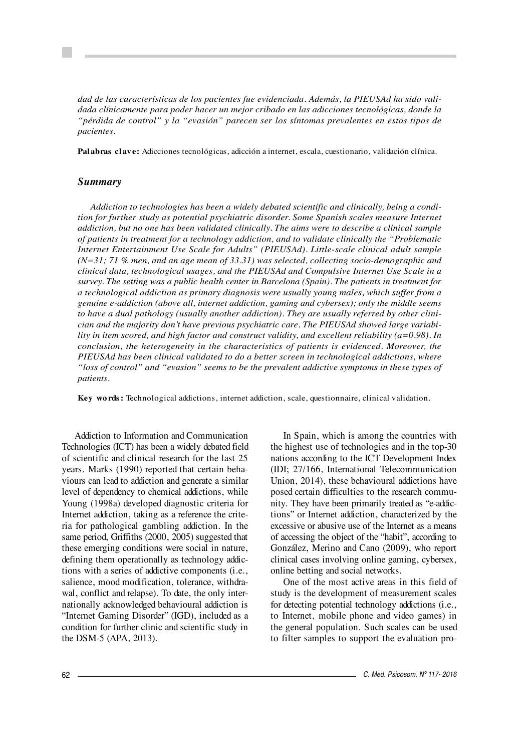*dad de las características de los pacientes fue evidenciada. Además, la PIEUSAd ha sido validada clínicamente para poder hacer un mejor cribado en las adicciones tecnológicas, donde la "pérdida de control" y la "evasión" parecen ser los síntomas prevalentes en estos tipos de pacientes.*

**Palabras clave:** Adicciones tecnológicas, adicción a internet, escala, cuestionario, validación clínica.

## *Summary*

*Addiction to technologies has been a widely debated scientific and clinically, being a condition for further study as potential psychiatric disorder. Some Spanish scales measure Internet addiction, but no one has been validated clinically. The aims were to describe a clinical sample of patients in treatment for a technology addiction, and to validate clinically the "Problematic Internet Entertainment Use Scale for Adults" (PIEUSAd). Little-scale clinical adult sample (N=31; 71 % men, and an age mean of 33.31) was selected, collecting socio-demographic and clinical data, technological usages, and the PIEUSAd and Compulsive Internet Use Scale in a survey. The setting was a public health center in Barcelona (Spain). The patients in treatment for a technological addiction as primary diagnosis were usually young males, which suffer from a genuine e-addiction (above all, internet addiction, gaming and cybersex); only the middle seems to have a dual pathology (usually another addiction). They are usually referred by other clinician and the majority don't have previous psychiatric care. The PIEUSAd showed large variability in item scored, and high factor and construct validity, and excellent reliability (a=0.98). In conclusion, the heterogeneity in the characteristics of patients is evidenced. Moreover, the PIEUSAd has been clinical validated to do a better screen in technological addictions, where "loss of control" and "evasion" seems to be the prevalent addictive symptoms in these types of patients.*

**Key words:** Technological addictions, internet addiction, scale, questionnaire, clinical validation.

Addiction to Information and Communication Technologies (ICT) has been a widely debated field of scientific and clinical research for the last 25 years. Marks (1990) reported that certain behaviours can lead to addiction and generate a similar level of dependency to chemical addictions, while Young (1998a) developed diagnostic criteria for Internet addiction, taking as a reference the criteria for pathological gambling addiction. In the same period, Griffiths (2000, 2005) suggested that these emerging conditions were social in nature, defining them operationally as technology addictions with a series of addictive components (i.e., salience, mood modification, tolerance, withdrawal, conflict and relapse). To date, the only internationally acknowledged behavioural addiction is "Internet Gaming Disorder" (IGD), included as a condition for further clinic and scientific study in the DSM-5 (APA, 2013).

In Spain, which is among the countries with the highest use of technologies and in the top-30 nations according to the ICT Development Index (IDI; 27/166, International Telecommunication Union, 2014), these behavioural addictions have posed certain difficulties to the research community. They have been primarily treated as "e-addictions" or Internet addiction, characterized by the excessive or abusive use of the Internet as a means of accessing the object of the "habit", according to González, Merino and Cano (2009), who report clinical cases involving online gaming, cybersex, online betting and social networks.

One of the most active areas in this field of study is the development of measurement scales for detecting potential technology addictions (i.e., to Internet, mobile phone and video games) in the general population. Such scales can be used to filter samples to support the evaluation pro-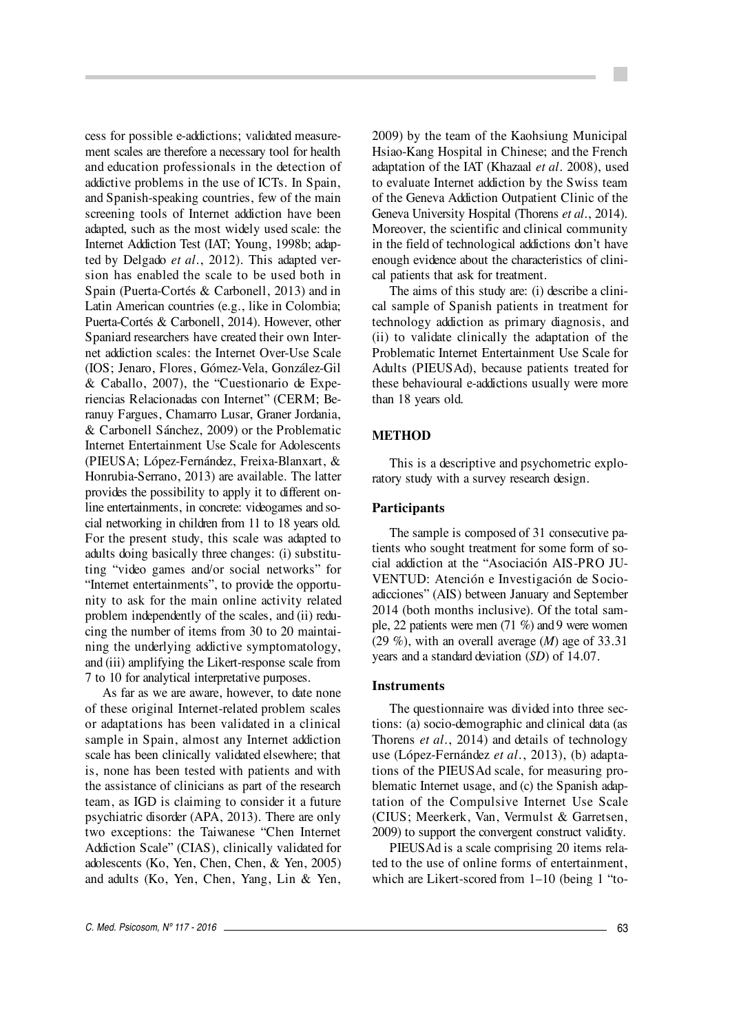cess for possible e-addictions; validated measurement scales are therefore a necessary tool for health and education professionals in the detection of addictive problems in the use of ICTs. In Spain, and Spanish-speaking countries, few of the main screening tools of Internet addiction have been adapted, such as the most widely used scale: the Internet Addiction Test (IAT; Young, 1998b; adapted by Delgado *et al*., 2012). This adapted version has enabled the scale to be used both in Spain (Puerta-Cortés & Carbonell, 2013) and in Latin American countries (e.g., like in Colombia; Puerta-Cortés & Carbonell, 2014). However, other Spaniard researchers have created their own Internet addiction scales: the Internet Over-Use Scale (IOS; Jenaro, Flores, Gómez-Vela, González-Gil & Caballo, 2007), the "Cuestionario de Experiencias Relacionadas con Internet" (CERM; Beranuy Fargues, Chamarro Lusar, Graner Jordania, & Carbonell Sánchez, 2009) or the Problematic Internet Entertainment Use Scale for Adolescents (PIEUSA; López-Fernández, Freixa-Blanxart, & Honrubia-Serrano, 2013) are available. The latter provides the possibility to apply it to different online entertainments, in concrete: videogames and social networking in children from 11 to 18 years old. For the present study, this scale was adapted to adults doing basically three changes: (i) substituting "video games and/or social networks" for "Internet entertainments", to provide the opportunity to ask for the main online activity related problem independently of the scales, and (ii) reducing the number of items from 30 to 20 maintaining the underlying addictive symptomatology, and (iii) amplifying the Likert-response scale from 7 to 10 for analytical interpretative purposes.

As far as we are aware, however, to date none of these original Internet-related problem scales or adaptations has been validated in a clinical sample in Spain, almost any Internet addiction scale has been clinically validated elsewhere; that is, none has been tested with patients and with the assistance of clinicians as part of the research team, as IGD is claiming to consider it a future psychiatric disorder (APA, 2013). There are only two exceptions: the Taiwanese "Chen Internet Addiction Scale" (CIAS), clinically validated for adolescents (Ko, Yen, Chen, Chen, & Yen, 2005) and adults (Ko, Yen, Chen, Yang, Lin & Yen, 2009) by the team of the Kaohsiung Municipal Hsiao-Kang Hospital in Chinese; and the French adaptation of the IAT (Khazaal *et al*. 2008), used to evaluate Internet addiction by the Swiss team of the Geneva Addiction Outpatient Clinic of the Geneva University Hospital (Thorens *et al*., 2014). Moreover, the scientific and clinical community in the field of technological addictions don't have enough evidence about the characteristics of clinical patients that ask for treatment.

The aims of this study are: (i) describe a clinical sample of Spanish patients in treatment for technology addiction as primary diagnosis, and (ii) to validate clinically the adaptation of the Problematic Internet Entertainment Use Scale for Adults (PIEUSAd), because patients treated for these behavioural e-addictions usually were more than 18 years old.

## METHOD

This is a descriptive and psychometric exploratory study with a survey research design.

### Participants

The sample is composed of 31 consecutive patients who sought treatment for some form of social addiction at the "Asociación AIS-PRO JUVENTUD: Atención e Investigación de Socioadicciones" (AIS) between January and September 2014 (both months inclusive). Of the total sample, 22 patients were men (71 %) and 9 were women (29 %), with an overall average (*M*) age of 33.31 years and a standard deviation (*SD*) of 14.07.

### Instruments

The questionnaire was divided into three sections: (a) socio-demographic and clinical data (as Thorens *et al*., 2014) and details of technology use (López-Fernández *et al*., 2013), (b) adaptations of the PIEUSAd scale, for measuring problematic Internet usage, and (c) the Spanish adaptation of the Compulsive Internet Use Scale (CIUS; Meerkerk, Van, Vermulst & Garretsen, 2009) to support the convergent construct validity.

PIEUSAd is a scale comprising 20 items related to the use of online forms of entertainment, which are Likert-scored from 1–10 (being 1 "to-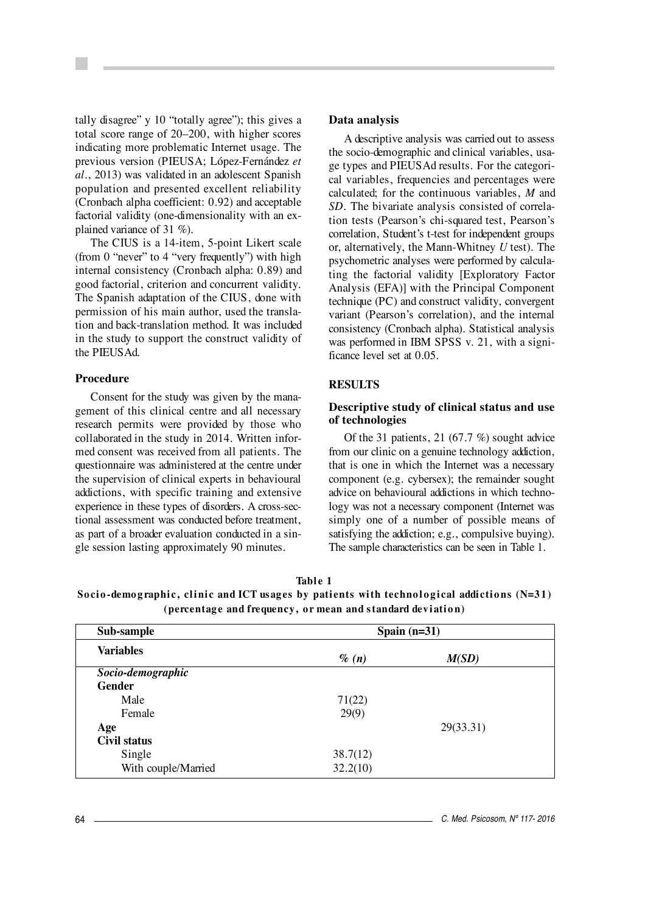tally disagree" y 10 "totally agree"); this gives a total score range of 20–200, with higher scores indicating more problematic Internet usage. The previous version (PIEUSA; López-Fernández *et al*., 2013) was validated in an adolescent Spanish population and presented excellent reliability (Cronbach alpha coefficient: 0.92) and acceptable factorial validity (one-dimensionality with an explained variance of 31 %).

The CIUS is a 14-item, 5-point Likert scale (from 0 "never" to 4 "very frequently") with high internal consistency (Cronbach alpha: 0.89) and good factorial, criterion and concurrent validity. The Spanish adaptation of the CIUS, done with permission of his main author, used the translation and back-translation method. It was included in the study to support the construct validity of the PIEUSAd.

### Procedure

Consent for the study was given by the management of this clinical centre and all necessary research permits were provided by those who collaborated in the study in 2014. Written informed consent was received from all patients. The questionnaire was administered at the centre under the supervision of clinical experts in behavioural addictions, with specific training and extensive experience in these types of disorders. A cross-sectional assessment was conducted before treatment, as part of a broader evaluation conducted in a single session lasting approximately 90 minutes.

### Data analysis

A descriptive analysis was carried out to assess the socio-demographic and clinical variables, usage types and PIEUSAd results. For the categorical variables, frequencies and percentages were calculated; for the continuous variables, *M* and *SD*. The bivariate analysis consisted of correlation tests (Pearson's chi-squared test, Pearson's correlation, Student's t-test for independent groups or, alternatively, the Mann-Whitney *U* test). The psychometric analyses were performed by calculating the factorial validity [Exploratory Factor Analysis (EFA)] with the Principal Component technique (PC) and construct validity, convergent variant (Pearson's correlation), and the internal consistency (Cronbach alpha). Statistical analysis was performed in IBM SPSS v. 21, with a significance level set at 0.05.

## RESULTS

### Descriptive study of clinical status and use of technologies

Of the 31 patients, 21 (67.7 %) sought advice from our clinic on a genuine technology addiction, that is one in which the Internet was a necessary component (e.g. cybersex); the remainder sought advice on behavioural addictions in which technology was not a necessary component (Internet was simply one of a number of possible means of satisfying the addiction; e.g., compulsive buying). The sample characteristics can be seen in Table 1.

**Table 1**
**Socio-demographic, clinic and ICT usages by patients with technological addictions (N=31) (percentage and frequency, or mean and standard deviation)**

| Sub-sample | Spain (n=31) | |
|---|---|---|
| **Variables** | ***% (n)*** | ***M(SD)*** |
| ***Socio-demographic*** | | |
| **Gender** | | |
| Male | 71(22) | |
| Female | 29(9) | |
| **Age** | | 29(33.31) |
| **Civil status** | | |
| Single | 38.7(12) | |
| With couple/Married | 32.2(10) | |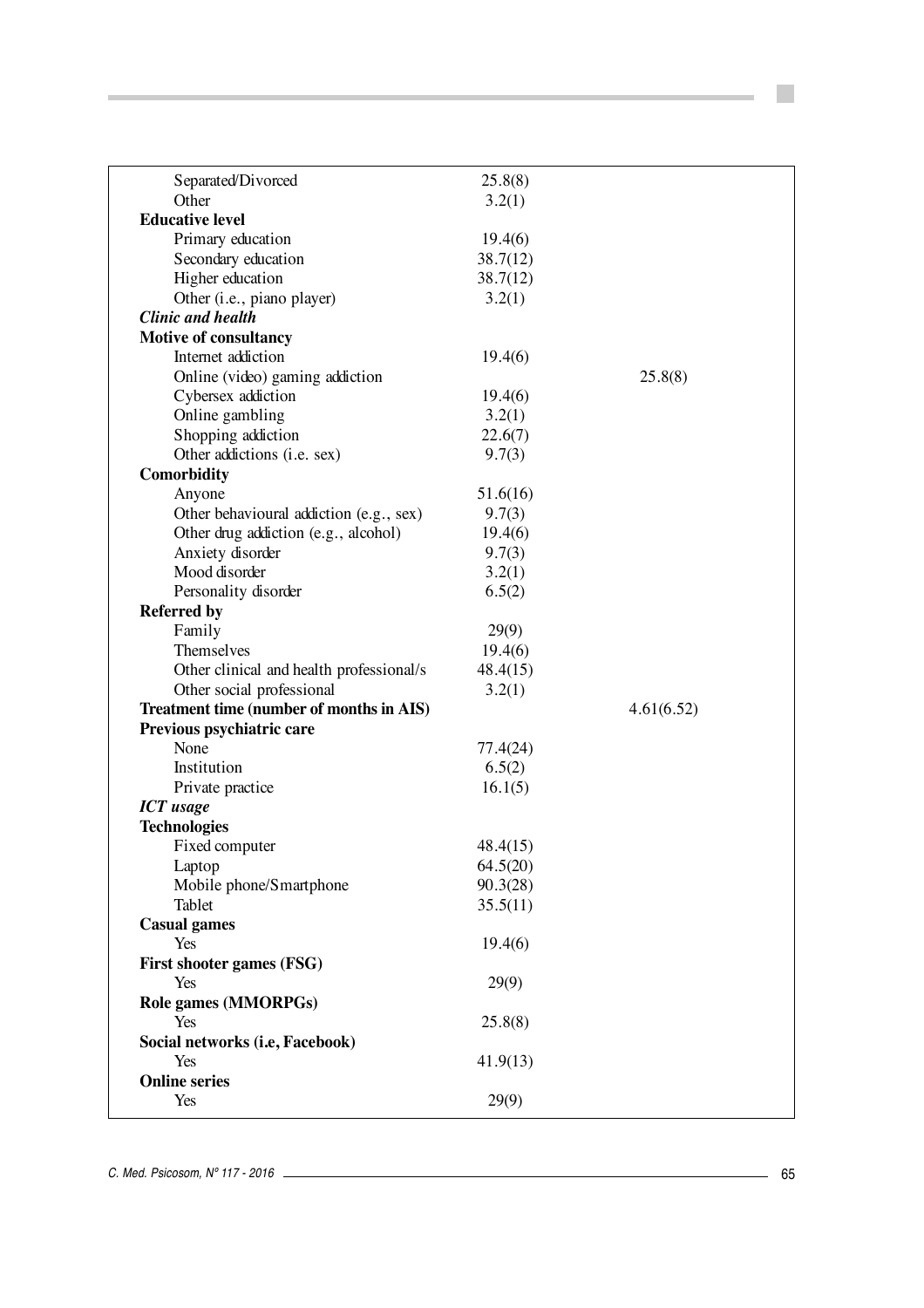| | | |
|---|---|---|
| Separated/Divorced | 25.8(8) | |
| Other | 3.2(1) | |
| **Educative level** | | |
| Primary education | 19.4(6) | |
| Secondary education | 38.7(12) | |
| Higher education | 38.7(12) | |
| Other (i.e., piano player) | 3.2(1) | |
| ***Clinic and health*** | | |
| **Motive of consultancy** | | |
| Internet addiction | 19.4(6) | |
| Online (video) gaming addiction | | 25.8(8) |
| Cybersex addiction | 19.4(6) | |
| Online gambling | 3.2(1) | |
| Shopping addiction | 22.6(7) | |
| Other addictions (i.e. sex) | 9.7(3) | |
| **Comorbidity** | | |
| Anyone | 51.6(16) | |
| Other behavioural addiction (e.g., sex) | 9.7(3) | |
| Other drug addiction (e.g., alcohol) | 19.4(6) | |
| Anxiety disorder | 9.7(3) | |
| Mood disorder | 3.2(1) | |
| Personality disorder | 6.5(2) | |
| **Referred by** | | |
| Family | 29(9) | |
| Themselves | 19.4(6) | |
| Other clinical and health professional/s | 48.4(15) | |
| Other social professional | 3.2(1) | |
| **Treatment time (number of months in AIS)** | | 4.61(6.52) |
| **Previous psychiatric care** | | |
| None | 77.4(24) | |
| Institution | 6.5(2) | |
| Private practice | 16.1(5) | |
| ***ICT usage*** | | |
| **Technologies** | | |
| Fixed computer | 48.4(15) | |
| Laptop | 64.5(20) | |
| Mobile phone/Smartphone | 90.3(28) | |
| Tablet | 35.5(11) | |
| **Casual games** | | |
| Yes | 19.4(6) | |
| **First shooter games (FSG)** | | |
| Yes | 29(9) | |
| **Role games (MMORPGs)** | | |
| Yes | 25.8(8) | |
| **Social networks (i.e, Facebook)** | | |
| Yes | 41.9(13) | |
| **Online series** | | |
| Yes | 29(9) | |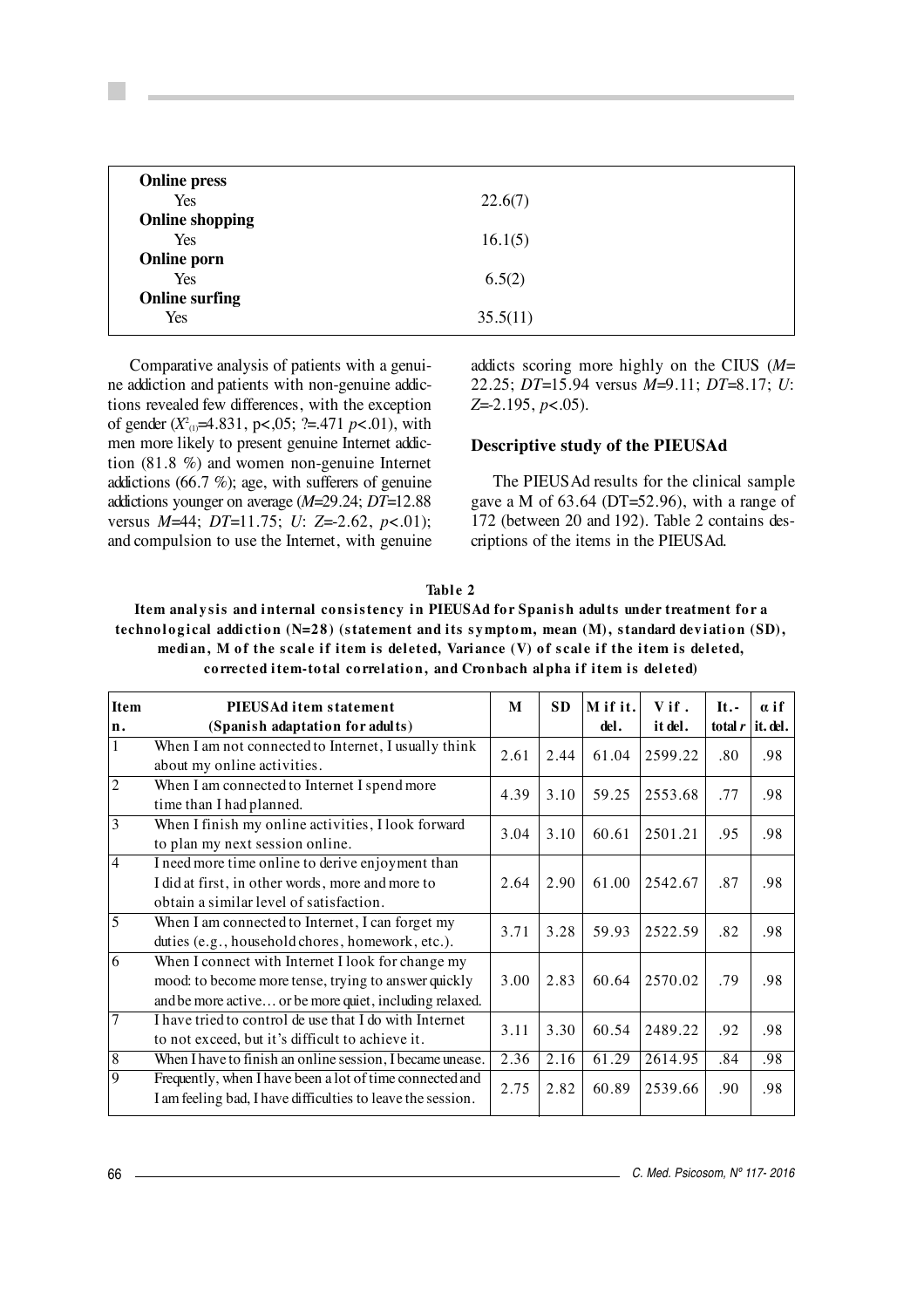| | |
|---|---|
| **Online press** | |
| Yes | 22.6(7) |
| **Online shopping** | |
| Yes | 16.1(5) |
| **Online porn** | |
| Yes | 6.5(2) |
| **Online surfing** | |
| Yes | 35.5(11) |

Comparative analysis of patients with a genuine addiction and patients with non-genuine addictions revealed few differences, with the exception of gender ($X^2_{(1)}$=4.831, p<,05; ?=.471 *p*<.01), with men more likely to present genuine Internet addiction (81.8 %) and women non-genuine Internet addictions (66.7 %); age, with sufferers of genuine addictions younger on average (*M*=29.24; *DT*=12.88 versus *M*=44; *DT*=11.75; *U*: *Z*=-2.62, *p*<.01); and compulsion to use the Internet, with genuine addicts scoring more highly on the CIUS (*M*= 22.25; *DT*=15.94 versus *M*=9.11; *DT*=8.17; *U*: *Z*=-2.195, *p*<.05).

## Descriptive study of the PIEUSAd

The PIEUSAd results for the clinical sample gave a M of 63.64 (DT=52.96), with a range of 172 (between 20 and 192). Table 2 contains descriptions of the items in the PIEUSAd.

**Table 2**

**Item analysis and internal consistency in PIEUSAd for Spanish adults under treatment for a technological addiction (N=28) (statement and its symptom, mean (M), standard deviation (SD), median, M of the scale if item is deleted, Variance (V) of scale if the item is deleted, corrected item-total correlation, and Cronbach alpha if item is deleted)**

| Item n. | PIEUSAd item statement (Spanish adaptation for adults) | M | SD | M if it. del. | V if . it del. | It.- total *r* | α if it. del. |
|---|---|---|---|---|---|---|---|
| 1 | When I am not connected to Internet, I usually think about my online activities. | 2.61 | 2.44 | 61.04 | 2599.22 | .80 | .98 |
| 2 | When I am connected to Internet I spend more time than I had planned. | 4.39 | 3.10 | 59.25 | 2553.68 | .77 | .98 |
| 3 | When I finish my online activities, I look forward to plan my next session online. | 3.04 | 3.10 | 60.61 | 2501.21 | .95 | .98 |
| 4 | I need more time online to derive enjoyment than I did at first, in other words, more and more to obtain a similar level of satisfaction. | 2.64 | 2.90 | 61.00 | 2542.67 | .87 | .98 |
| 5 | When I am connected to Internet, I can forget my duties (e.g., household chores, homework, etc.). | 3.71 | 3.28 | 59.93 | 2522.59 | .82 | .98 |
| 6 | When I connect with Internet I look for change my mood: to become more tense, trying to answer quickly and be more active… or be more quiet, including relaxed. | 3.00 | 2.83 | 60.64 | 2570.02 | .79 | .98 |
| 7 | I have tried to control de use that I do with Internet to not exceed, but it's difficult to achieve it. | 3.11 | 3.30 | 60.54 | 2489.22 | .92 | .98 |
| 8 | When I have to finish an online session, I became unease. | 2.36 | 2.16 | 61.29 | 2614.95 | .84 | .98 |
| 9 | Frequently, when I have been a lot of time connected and I am feeling bad, I have difficulties to leave the session. | 2.75 | 2.82 | 60.89 | 2539.66 | .90 | .98 |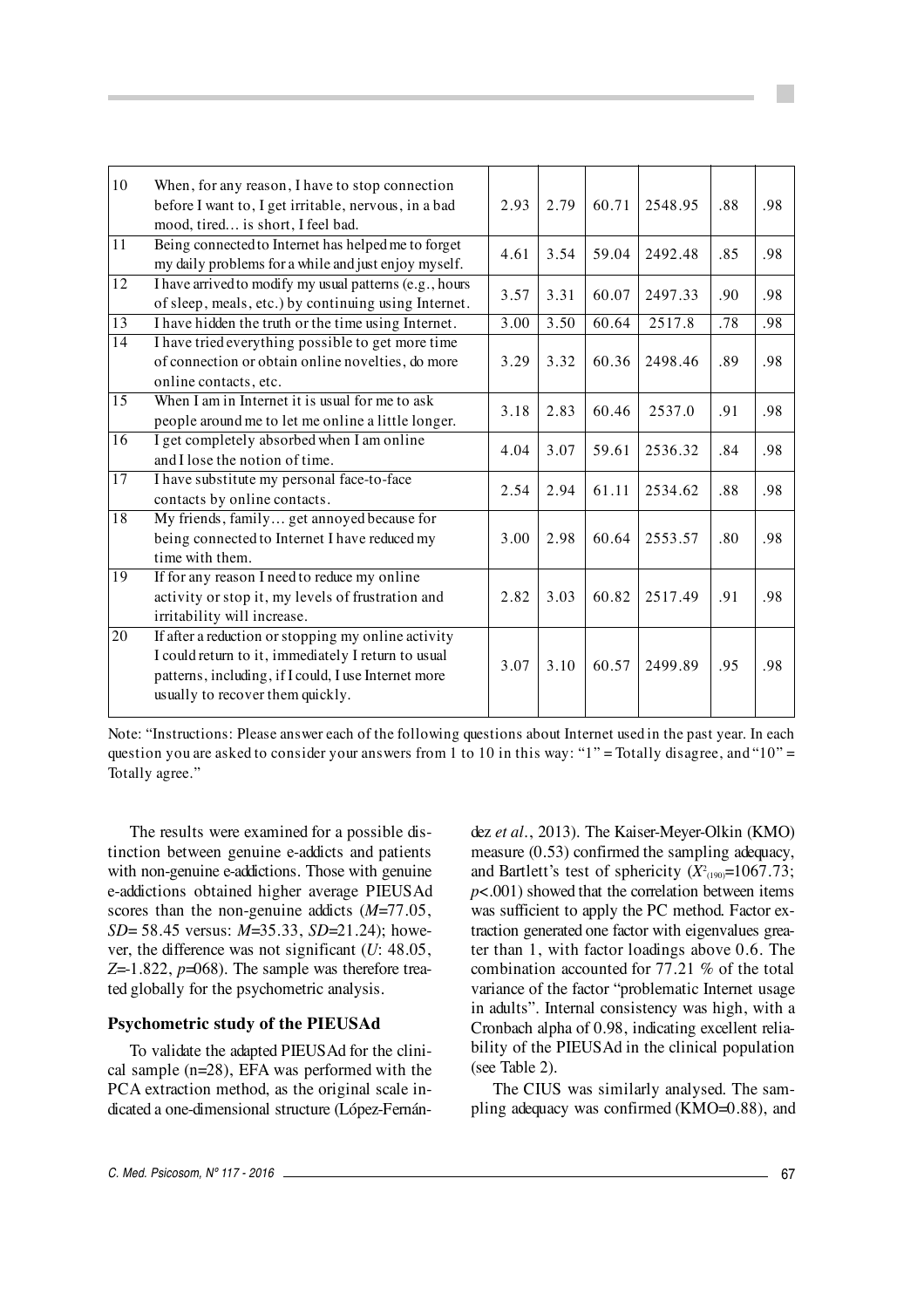| | | | | | | | |
|---|---|---|---|---|---|---|---|
| 10 | When, for any reason, I have to stop connection before I want to, I get irritable, nervous, in a bad mood, tired… is short, I feel bad. | 2.93 | 2.79 | 60.71 | 2548.95 | .88 | .98 |
| 11 | Being connected to Internet has helped me to forget my daily problems for a while and just enjoy myself. | 4.61 | 3.54 | 59.04 | 2492.48 | .85 | .98 |
| 12 | I have arrived to modify my usual patterns (e.g., hours of sleep, meals, etc.) by continuing using Internet. | 3.57 | 3.31 | 60.07 | 2497.33 | .90 | .98 |
| 13 | I have hidden the truth or the time using Internet. | 3.00 | 3.50 | 60.64 | 2517.8 | .78 | .98 |
| 14 | I have tried everything possible to get more time of connection or obtain online novelties, do more online contacts, etc. | 3.29 | 3.32 | 60.36 | 2498.46 | .89 | .98 |
| 15 | When I am in Internet it is usual for me to ask people around me to let me online a little longer. | 3.18 | 2.83 | 60.46 | 2537.0 | .91 | .98 |
| 16 | I get completely absorbed when I am online and I lose the notion of time. | 4.04 | 3.07 | 59.61 | 2536.32 | .84 | .98 |
| 17 | I have substitute my personal face-to-face contacts by online contacts. | 2.54 | 2.94 | 61.11 | 2534.62 | .88 | .98 |
| 18 | My friends, family… get annoyed because for being connected to Internet I have reduced my time with them. | 3.00 | 2.98 | 60.64 | 2553.57 | .80 | .98 |
| 19 | If for any reason I need to reduce my online activity or stop it, my levels of frustration and irritability will increase. | 2.82 | 3.03 | 60.82 | 2517.49 | .91 | .98 |
| 20 | If after a reduction or stopping my online activity I could return to it, immediately I return to usual patterns, including, if I could, I use Internet more usually to recover them quickly. | 3.07 | 3.10 | 60.57 | 2499.89 | .95 | .98 |

Note: "Instructions: Please answer each of the following questions about Internet used in the past year. In each question you are asked to consider your answers from 1 to 10 in this way: "1" = Totally disagree, and "10" = Totally agree."

The results were examined for a possible distinction between genuine e-addicts and patients with non-genuine e-addictions. Those with genuine e-addictions obtained higher average PIEUSAd scores than the non-genuine addicts (*M*=77.05, *SD*= 58.45 versus: *M*=35.33, *SD*=21.24); however, the difference was not significant (*U*: 48.05, *Z*=-1.822, *p*=068). The sample was therefore treated globally for the psychometric analysis.

### Psychometric study of the PIEUSAd

To validate the adapted PIEUSAd for the clinical sample (n=28), EFA was performed with the PCA extraction method, as the original scale indicated a one-dimensional structure (López-Fernández *et al*., 2013). The Kaiser-Meyer-Olkin (KMO) measure (0.53) confirmed the sampling adequacy, and Bartlett's test of sphericity ($X^2_{(190)}$=1067.73; $p$<.001) showed that the correlation between items was sufficient to apply the PC method. Factor extraction generated one factor with eigenvalues greater than 1, with factor loadings above 0.6. The combination accounted for 77.21 % of the total variance of the factor "problematic Internet usage in adults". Internal consistency was high, with a Cronbach alpha of 0.98, indicating excellent reliability of the PIEUSAd in the clinical population (see Table 2).

The CIUS was similarly analysed. The sampling adequacy was confirmed (KMO=0.88), and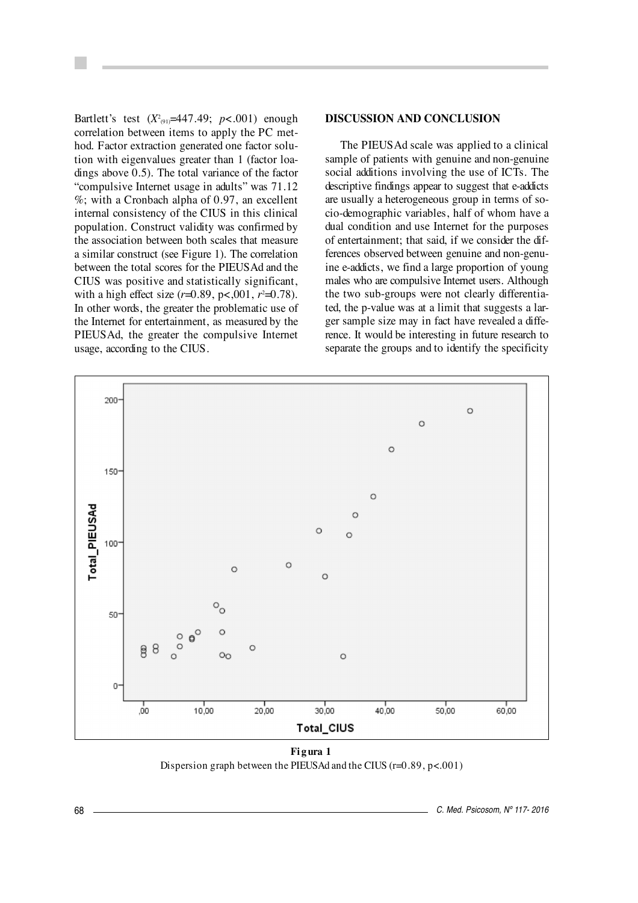Bartlett's test ($X^2_{(91)}$=447.49; $p$<.001) enough correlation between items to apply the PC method. Factor extraction generated one factor solution with eigenvalues greater than 1 (factor loadings above 0.5). The total variance of the factor "compulsive Internet usage in adults" was 71.12 %; with a Cronbach alpha of 0.97, an excellent internal consistency of the CIUS in this clinical population. Construct validity was confirmed by the association between both scales that measure a similar construct (see Figure 1). The correlation between the total scores for the PIEUSAd and the CIUS was positive and statistically significant, with a high effect size ($r$=0.89, p<,001, $r^2$=0.78). In other words, the greater the problematic use of the Internet for entertainment, as measured by the PIEUSAd, the greater the compulsive Internet usage, according to the CIUS.

## DISCUSSION AND CONCLUSION

The PIEUSAd scale was applied to a clinical sample of patients with genuine and non-genuine social additions involving the use of ICTs. The descriptive findings appear to suggest that e-addicts are usually a heterogeneous group in terms of socio-demographic variables, half of whom have a dual condition and use Internet for the purposes of entertainment; that said, if we consider the differences observed between genuine and non-genuine e-addicts, we find a large proportion of young males who are compulsive Internet users. Although the two sub-groups were not clearly differentiated, the p-value was at a limit that suggests a larger sample size may in fact have revealed a difference. It would be interesting in future research to separate the groups and to identify the specificity

**Figura 1**
Dispersion graph between the PIEUSAd and the CIUS (r=0.89, p<.001)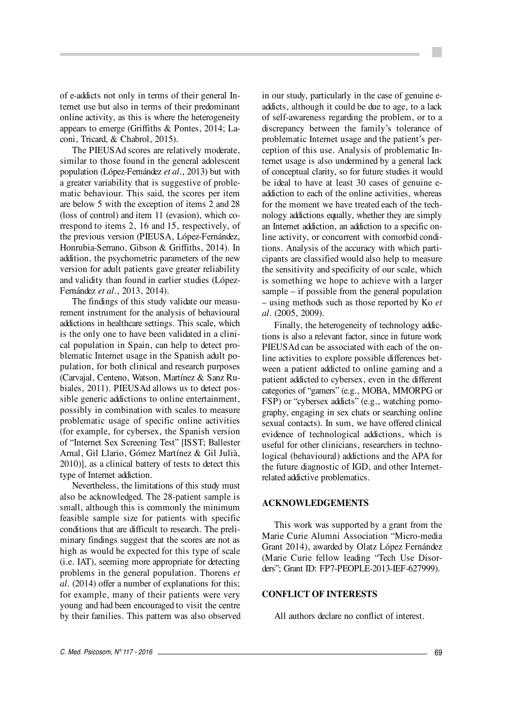of e-addicts not only in terms of their general Internet use but also in terms of their predominant online activity, as this is where the heterogeneity appears to emerge (Griffiths & Pontes, 2014; Laconi, Tricard, & Chabrol, 2015).

The PIEUSAd scores are relatively moderate, similar to those found in the general adolescent population (López-Fernández *et al*., 2013) but with a greater variability that is suggestive of problematic behaviour. This said, the scores per item are below 5 with the exception of items 2 and 28 (loss of control) and item 11 (evasion), which correspond to items 2, 16 and 15, respectively, of the previous version (PIEUSA, López-Fernández, Honrubia-Serrano, Gibson & Griffiths, 2014). In addition, the psychometric parameters of the new version for adult patients gave greater reliability and validity than found in earlier studies (López-Fernández *et al*., 2013, 2014).

The findings of this study validate our measurement instrument for the analysis of behavioural addictions in healthcare settings. This scale, which is the only one to have been validated in a clinical population in Spain, can help to detect problematic Internet usage in the Spanish adult population, for both clinical and research purposes (Carvajal, Centeno, Watson, Martínez & Sanz Rubiales, 2011). PIEUSAd allows us to detect possible generic addictions to online entertainment, possibly in combination with scales to measure problematic usage of specific online activities (for example, for cybersex, the Spanish version of "Internet Sex Screening Test" [ISST; Ballester Arnal, Gil Llario, Gómez Martínez & Gil Julià, 2010)], as a clinical battery of tests to detect this type of Internet addiction.

Nevertheless, the limitations of this study must also be acknowledged. The 28-patient sample is small, although this is commonly the minimum feasible sample size for patients with specific conditions that are difficult to research. The preliminary findings suggest that the scores are not as high as would be expected for this type of scale (i.e. IAT), seeming more appropriate for detecting problems in the general population. Thorens *et al*. (2014) offer a number of explanations for this; for example, many of their patients were very young and had been encouraged to visit the centre by their families. This pattern was also observed in our study, particularly in the case of genuine e-addicts, although it could be due to age, to a lack of self-awareness regarding the problem, or to a discrepancy between the family's tolerance of problematic Internet usage and the patient's perception of this use. Analysis of problematic Internet usage is also undermined by a general lack of conceptual clarity, so for future studies it would be ideal to have at least 30 cases of genuine e-addiction to each of the online activities, whereas for the moment we have treated each of the technology addictions equally, whether they are simply an Internet addiction, an addiction to a specific online activity, or concurrent with comorbid conditions. Analysis of the accuracy with which participants are classified would also help to measure the sensitivity and specificity of our scale, which is something we hope to achieve with a larger sample – if possible from the general population – using methods such as those reported by Ko *et al*. (2005, 2009).

Finally, the heterogeneity of technology addictions is also a relevant factor, since in future work PIEUSAd can be associated with each of the online activities to explore possible differences between a patient addicted to online gaming and a patient addicted to cybersex, even in the different categories of "gamers" (e.g., MOBA, MMORPG or FSP) or "cybersex addicts" (e.g., watching pornography, engaging in sex chats or searching online sexual contacts). In sum, we have offered clinical evidence of technological addictions, which is useful for other clinicians, researchers in technological (behavioural) addictions and the APA for the future diagnostic of IGD, and other Internet-related addictive problematics.

## ACKNOWLEDGEMENTS

This work was supported by a grant from the Marie Curie Alumni Association "Micro-media Grant 2014), awarded by Olatz López Fernández (Marie Curie fellow leading "Tech Use Disorders"; Grant ID: FP7-PEOPLE-2013-IEF-627999).

## CONFLICT OF INTERESTS

All authors declare no conflict of interest.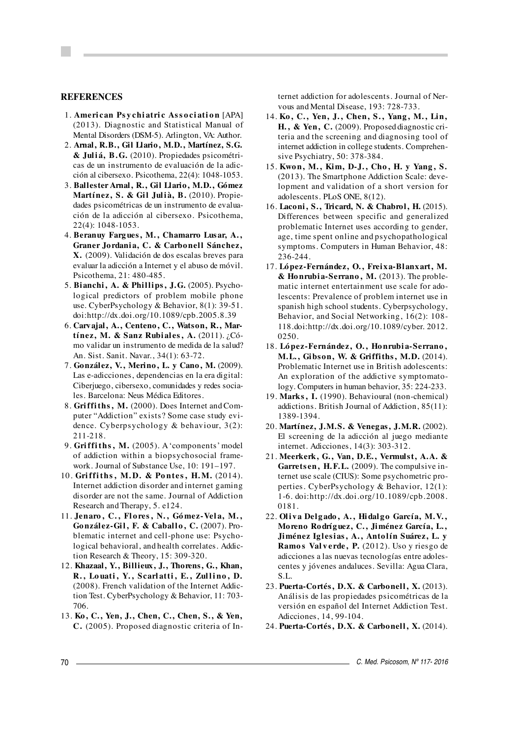## REFERENCES

1. **American Psychiatric Association** [APA] (2013). Diagnostic and Statistical Manual of Mental Disorders (DSM-5). Arlington, VA: Author.
2. **Arnal, R.B., Gil Llario, M.D., Martínez, S.G. & Juliá, B.G.** (2010). Propiedades psicométricas de un instrumento de evaluación de la adicción al cibersexo. Psicothema, 22(4): 1048-1053.
3. **Ballester Arnal, R., Gil Llario, M.D., Gómez Martínez, S. & Gil Julià, B.** (2010). Propiedades psicométricas de un instrumento de evaluación de la adicción al cibersexo. Psicothema, 22(4): 1048-1053.
4. **Beranuy Fargues, M., Chamarro Lusar, A., Graner Jordania, C. & Carbonell Sánchez, X.** (2009). Validación de dos escalas breves para evaluar la adicción a Internet y el abuso de móvil. Psicothema, 21: 480-485.
5. **Bianchi, A. & Phillips, J.G.** (2005). Psychological predictors of problem mobile phone use. CyberPsychology & Behavior, 8(1): 39-51. doi:http://dx.doi.org/10.1089/cpb.2005.8.39
6. **Carvajal, A., Centeno, C., Watson, R., Martínez, M. & Sanz Rubiales, A.** (2011). ¿Cómo validar un instrumento de medida de la salud? An. Sist. Sanit. Navar., 34(1): 63-72.
7. **González, V., Merino, L. y Cano, M.** (2009). Las e-adicciones, dependencias en la era digital: Ciberjuego, cibersexo, comunidades y redes sociales. Barcelona: Neus Médica Editores.
8. **Griffiths, M.** (2000). Does Internet and Computer "Addiction" exists? Some case study evidence. Cyberpsychology & behaviour, 3(2): 211-218.
9. **Griffiths, M.** (2005). A 'components' model of addiction within a biopsychosocial framework. Journal of Substance Use, 10: 191–197.
10. **Griffiths, M.D. & Pontes, H.M.** (2014). Internet addiction disorder and internet gaming disorder are not the same. Journal of Addiction Research and Therapy, 5. e124.
11. **Jenaro, C., Flores, N., Gómez-Vela, M., González-Gil, F. & Caballo, C.** (2007). Problematic internet and cell-phone use: Psychological behavioral, and health correlates. Addiction Research & Theory, 15: 309-320.
12. **Khazaal, Y., Billieux, J., Thorens, G., Khan, R., Louati, Y., Scarlatti, E., Zullino, D.** (2008). French validation of the Internet Addiction Test. CyberPsychology & Behavior, 11: 703-706.
13. **Ko, C., Yen, J., Chen, C., Chen, S., & Yen, C.** (2005). Proposed diagnostic criteria of Internet addiction for adolescents. Journal of Nervous and Mental Disease, 193: 728-733.
14. **Ko, C., Yen, J., Chen, S., Yang, M., Lin, H., & Yen, C.** (2009). Proposed diagnostic criteria and the screening and diagnosing tool of internet addiction in college students. Comprehensive Psychiatry, 50: 378-384.
15. **Kwon, M., Kim, D-J., Cho, H. y Yang, S.** (2013). The Smartphone Addiction Scale: development and validation of a short version for adolescents. PLoS ONE, 8(12).
16. **Laconi, S., Tricard, N. & Chabrol, H.** (2015). Differences between specific and generalized problematic Internet uses according to gender, age, time spent online and psychopathological symptoms. Computers in Human Behavior, 48: 236-244.
17. **López-Fernández, O., Freixa-Blanxart, M. & Honrubia-Serrano, M.** (2013). The problematic internet entertainment use scale for adolescents: Prevalence of problem internet use in spanish high school students. Cyberpsychology, Behavior, and Social Networking, 16(2): 108-118.doi:http://dx.doi.org/10.1089/cyber. 2012. 0250.
18. **López-Fernández, O., Honrubia-Serrano, M.L., Gibson, W. & Griffiths, M.D.** (2014). Problematic Internet use in British adolescents: An exploration of the addictive symptomatology. Computers in human behavior, 35: 224-233.
19. **Marks, I.** (1990). Behavioural (non-chemical) addictions. British Journal of Addiction, 85(11): 1389-1394.
20. **Martínez, J.M.S. & Venegas, J.M.R.** (2002). El screening de la adicción al juego mediante internet. Adicciones, 14(3): 303-312.
21. **Meerkerk, G., Van, D.E., Vermulst, A.A. & Garretsen, H.F.L.** (2009). The compulsive internet use scale (CIUS): Some psychometric properties. CyberPsychology & Behavior, 12(1): 1-6. doi:http://dx.doi.org/10.1089/cpb.2008. 0181.
22. **Oliva Delgado, A., Hidalgo García, M.V., Moreno Rodríguez, C., Jiménez García, L., Jiménez Iglesias, A., Antolín Suárez, L. y Ramos Valverde, P.** (2012). Uso y riesgo de adicciones a las nuevas tecnologías entre adolescentes y jóvenes andaluces. Sevilla: Agua Clara, S.L.
23. **Puerta-Cortés, D.X. & Carbonell, X.** (2013). Análisis de las propiedades psicométricas de la versión en español del Internet Addiction Test. Adicciones, 14, 99-104.
24. **Puerta-Cortés, D.X. & Carbonell, X.** (2014).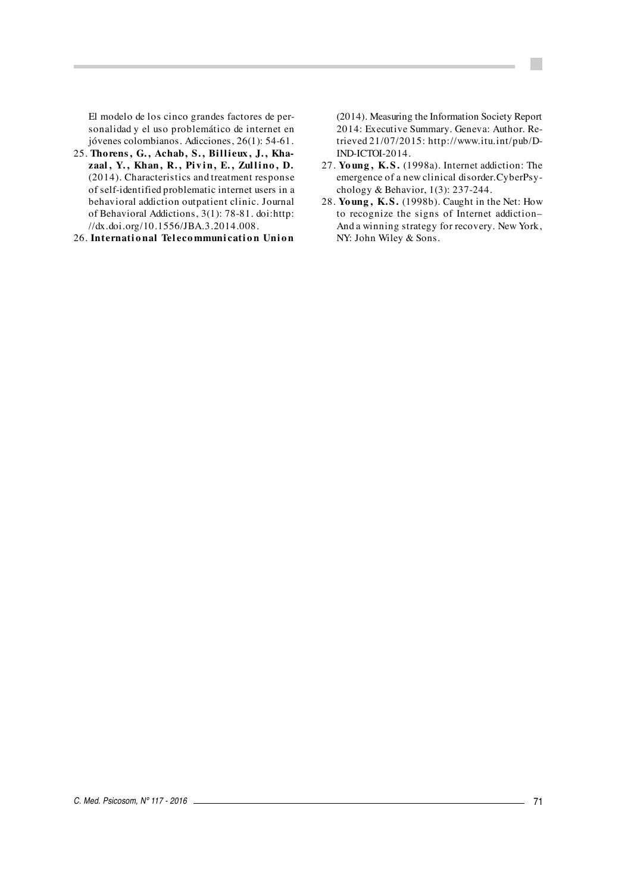El modelo de los cinco grandes factores de personalidad y el uso problemático de internet en jóvenes colombianos. Adicciones, 26(1): 54-61.

25. **Thorens, G., Achab, S., Billieux, J., Khazaal, Y., Khan, R., Pivin, E., Zullino, D.** (2014). Characteristics and treatment response of self-identified problematic internet users in a behavioral addiction outpatient clinic. Journal of Behavioral Addictions, 3(1): 78-81. doi:http://dx.doi.org/10.1556/JBA.3.2014.008.
26. **International Telecommunication Union** (2014). Measuring the Information Society Report 2014: Executive Summary. Geneva: Author. Retrieved 21/07/2015: http://www.itu.int/pub/D-IND-ICTOI-2014.
27. **Young, K.S.** (1998a). Internet addiction: The emergence of a new clinical disorder.CyberPsychology & Behavior, 1(3): 237-244.
28. **Young, K.S.** (1998b). Caught in the Net: How to recognize the signs of Internet addiction– And a winning strategy for recovery. New York, NY: John Wiley & Sons.